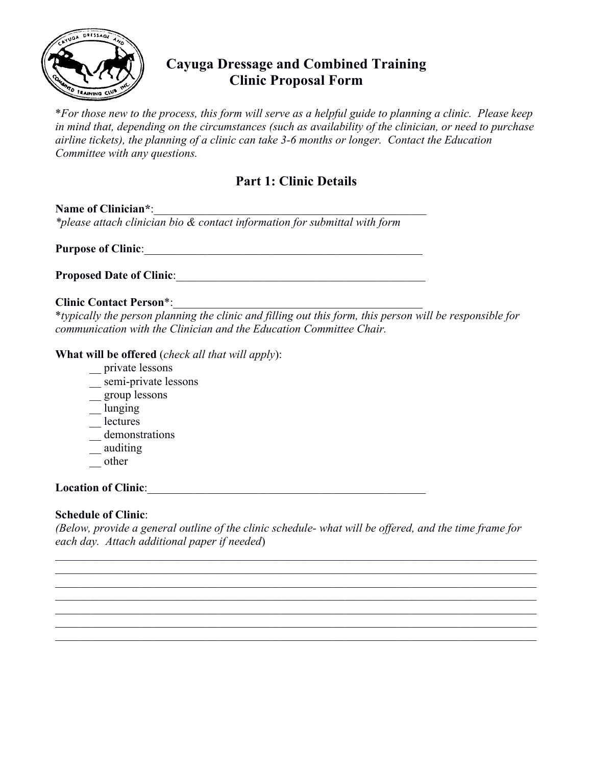# Cayuga Dressage and Combined Training
# Clinic Proposal Form

*\*For those new to the process, this form will serve as a helpful guide to planning a clinic. Please keep in mind that, depending on the circumstances (such as availability of the clinician, or need to purchase airline tickets), the planning of a clinic can take 3-6 months or longer. Contact the Education Committee with any questions.*

## Part 1: Clinic Details

**Name of Clinician\***:__________________________________________________

*\*please attach clinician bio & contact information for submittal with form*

**Purpose of Clinic**:__________________________________________________

**Proposed Date of Clinic**:____________________________________________

**Clinic Contact Person**\*:_____________________________________________

\**typically the person planning the clinic and filling out this form, this person will be responsible for communication with the Clinician and the Education Committee Chair.*

**What will be offered** (*check all that will apply*):

- __ private lessons
- __ semi-private lessons
- __ group lessons
- __ lunging
- __ lectures
- __ demonstrations
- __ auditing
- __ other

**Location of Clinic**:__________________________________________________

**Schedule of Clinic**:

*(Below, provide a general outline of the clinic schedule- what will be offered, and the time frame for each day. Attach additional paper if needed*)

______________________________________________________________________________

______________________________________________________________________________

______________________________________________________________________________

______________________________________________________________________________

______________________________________________________________________________

______________________________________________________________________________

______________________________________________________________________________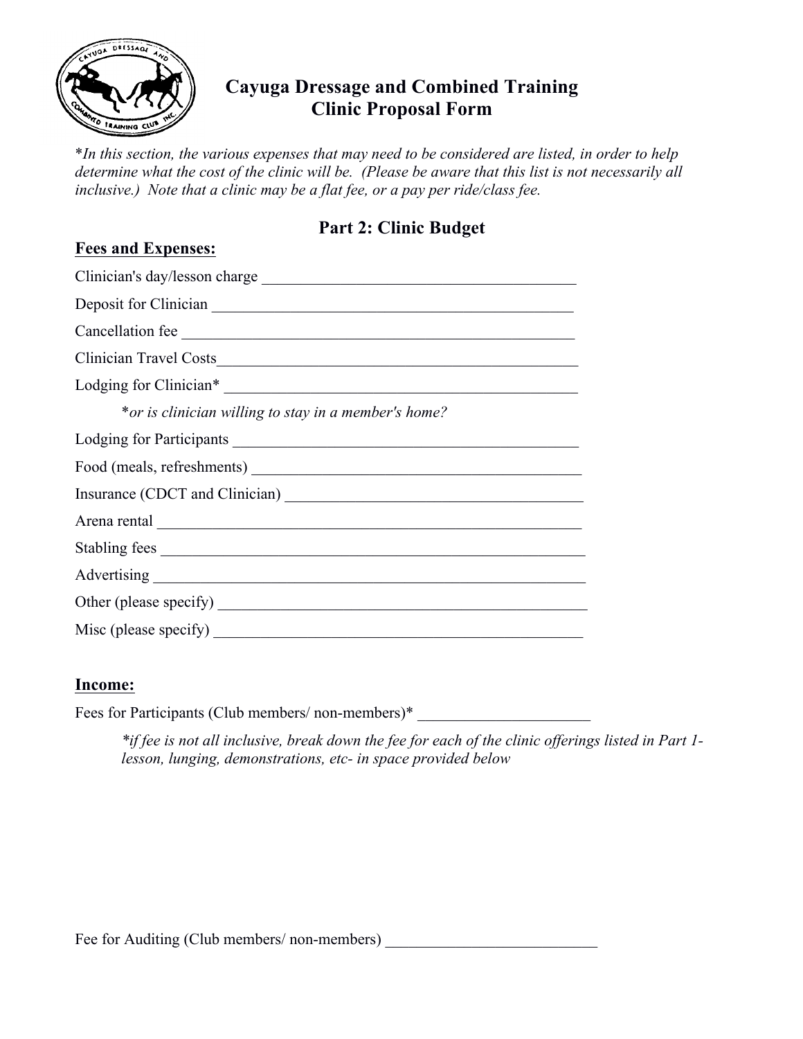# Cayuga Dressage and Combined Training
# Clinic Proposal Form

*\*In this section, the various expenses that may need to be considered are listed, in order to help determine what the cost of the clinic will be. (Please be aware that this list is not necessarily all inclusive.) Note that a clinic may be a flat fee, or a pay per ride/class fee.*

## Part 2: Clinic Budget

**Fees and Expenses:**

Clinician's day/lesson charge ________________________________________

Deposit for Clinician ________________________________________

Cancellation fee ________________________________________

Clinician Travel Costs________________________________________

Lodging for Clinician* ________________________________________

*\*or is clinician willing to stay in a member's home?*

Lodging for Participants ________________________________________

Food (meals, refreshments) ________________________________________

Insurance (CDCT and Clinician) ________________________________________

Arena rental ________________________________________

Stabling fees ________________________________________

Advertising ________________________________________

Other (please specify) ________________________________________

Misc (please specify) ________________________________________

**Income:**

Fees for Participants (Club members/ non-members)* ______________________

*\*if fee is not all inclusive, break down the fee for each of the clinic offerings listed in Part 1- lesson, lunging, demonstrations, etc- in space provided below*

Fee for Auditing (Club members/ non-members) ___________________________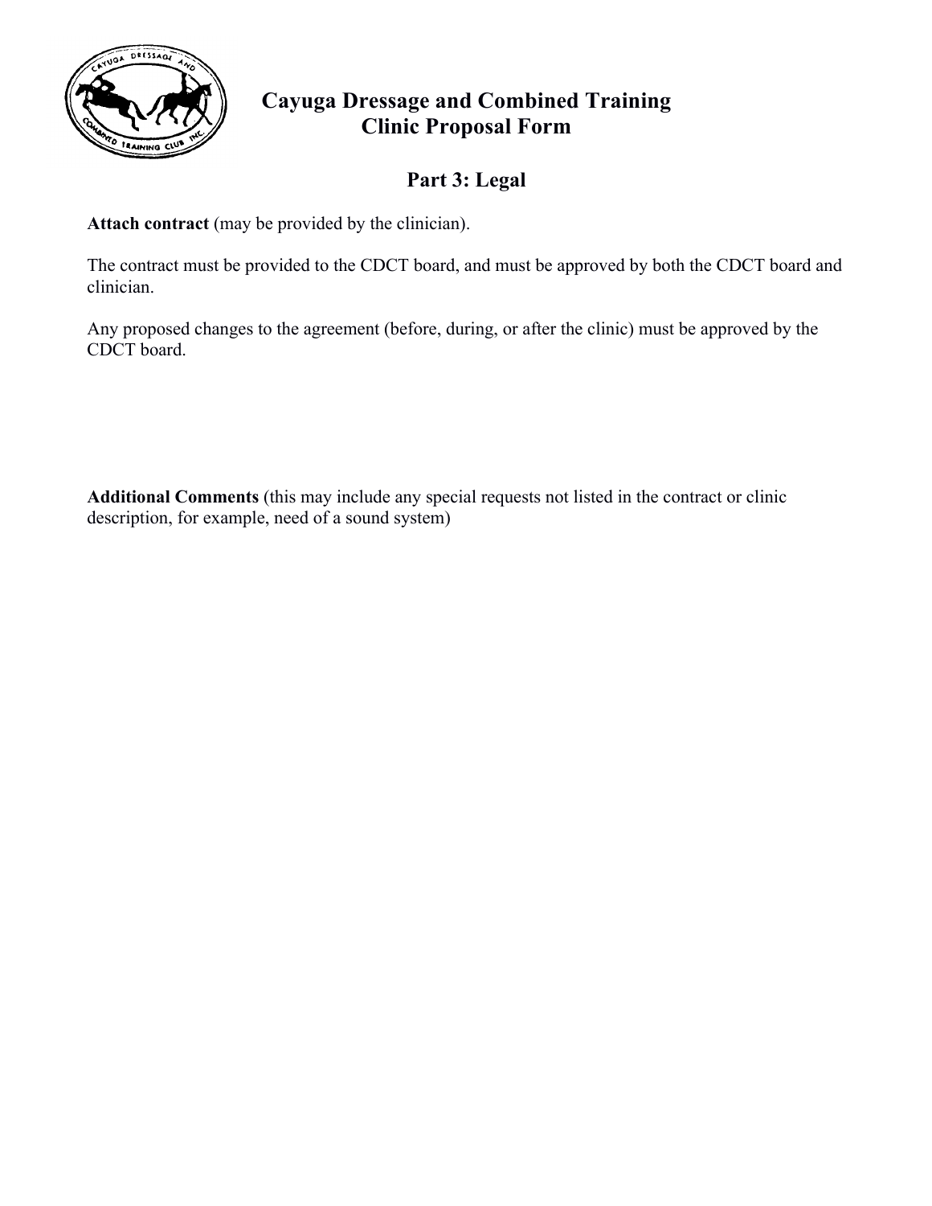# Cayuga Dressage and Combined Training
# Clinic Proposal Form

## Part 3: Legal

**Attach contract** (may be provided by the clinician).

The contract must be provided to the CDCT board, and must be approved by both the CDCT board and clinician.

Any proposed changes to the agreement (before, during, or after the clinic) must be approved by the CDCT board.

**Additional Comments** (this may include any special requests not listed in the contract or clinic description, for example, need of a sound system)